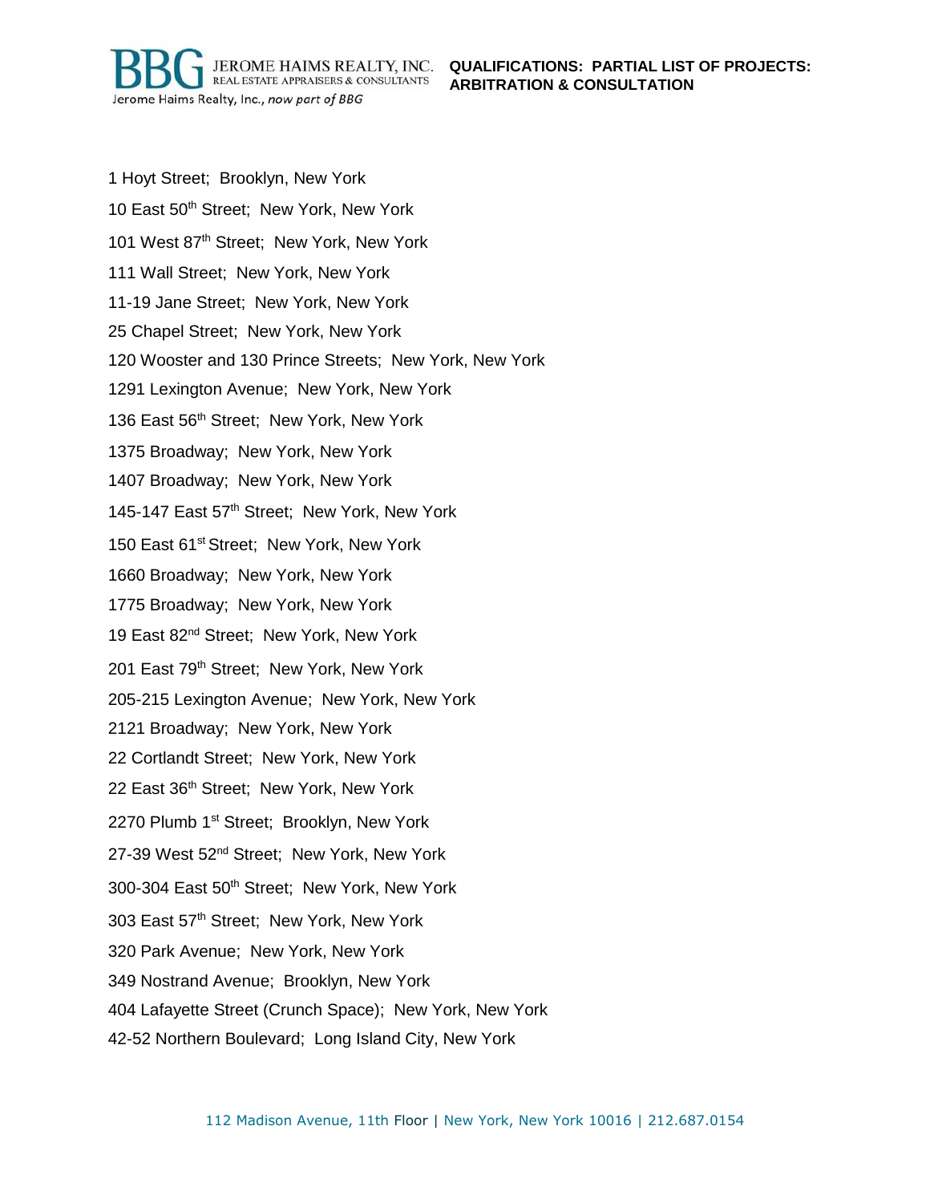## QUALIFICATIONS: PARTIAL LIST OF PROJECTS: ARBITRATION & CONSULTATION

1 Hoyt Street; Brooklyn, New York

10 East 50th Street; New York, New York

101 West 87th Street; New York, New York

111 Wall Street; New York, New York

11-19 Jane Street; New York, New York

25 Chapel Street; New York, New York

120 Wooster and 130 Prince Streets; New York, New York

1291 Lexington Avenue; New York, New York

136 East 56th Street; New York, New York

1375 Broadway; New York, New York

1407 Broadway; New York, New York

145-147 East 57th Street; New York, New York

150 East 61st Street; New York, New York

1660 Broadway; New York, New York

1775 Broadway; New York, New York

19 East 82nd Street; New York, New York

201 East 79th Street; New York, New York

205-215 Lexington Avenue; New York, New York

2121 Broadway; New York, New York

22 Cortlandt Street; New York, New York

22 East 36th Street; New York, New York

2270 Plumb 1st Street; Brooklyn, New York

27-39 West 52nd Street; New York, New York

300-304 East 50th Street; New York, New York

303 East 57th Street; New York, New York

320 Park Avenue; New York, New York

349 Nostrand Avenue; Brooklyn, New York

404 Lafayette Street (Crunch Space); New York, New York

42-52 Northern Boulevard; Long Island City, New York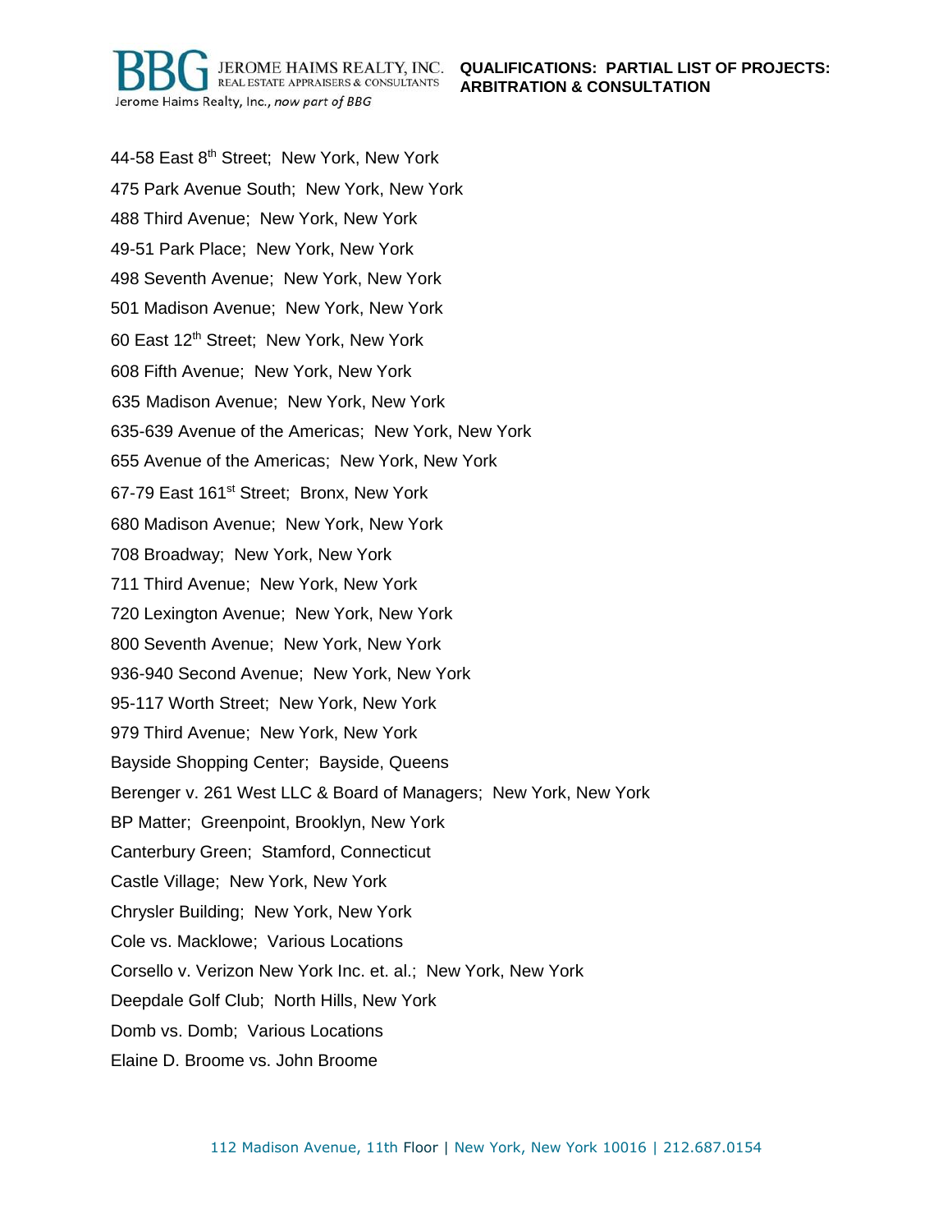**QUALIFICATIONS: PARTIAL LIST OF PROJECTS: ARBITRATION & CONSULTATION**

44-58 East 8th Street; New York, New York

475 Park Avenue South; New York, New York

488 Third Avenue; New York, New York

49-51 Park Place; New York, New York

498 Seventh Avenue; New York, New York

501 Madison Avenue; New York, New York

60 East 12th Street; New York, New York

608 Fifth Avenue; New York, New York

635 Madison Avenue; New York, New York

635-639 Avenue of the Americas; New York, New York

655 Avenue of the Americas; New York, New York

67-79 East 161st Street; Bronx, New York

680 Madison Avenue; New York, New York

708 Broadway; New York, New York

711 Third Avenue; New York, New York

720 Lexington Avenue; New York, New York

800 Seventh Avenue; New York, New York

936-940 Second Avenue; New York, New York

95-117 Worth Street; New York, New York

979 Third Avenue; New York, New York

Bayside Shopping Center; Bayside, Queens

Berenger v. 261 West LLC & Board of Managers; New York, New York

BP Matter; Greenpoint, Brooklyn, New York

Canterbury Green; Stamford, Connecticut

Castle Village; New York, New York

Chrysler Building; New York, New York

Cole vs. Macklowe; Various Locations

Corsello v. Verizon New York Inc. et. al.; New York, New York

Deepdale Golf Club; North Hills, New York

Domb vs. Domb; Various Locations

Elaine D. Broome vs. John Broome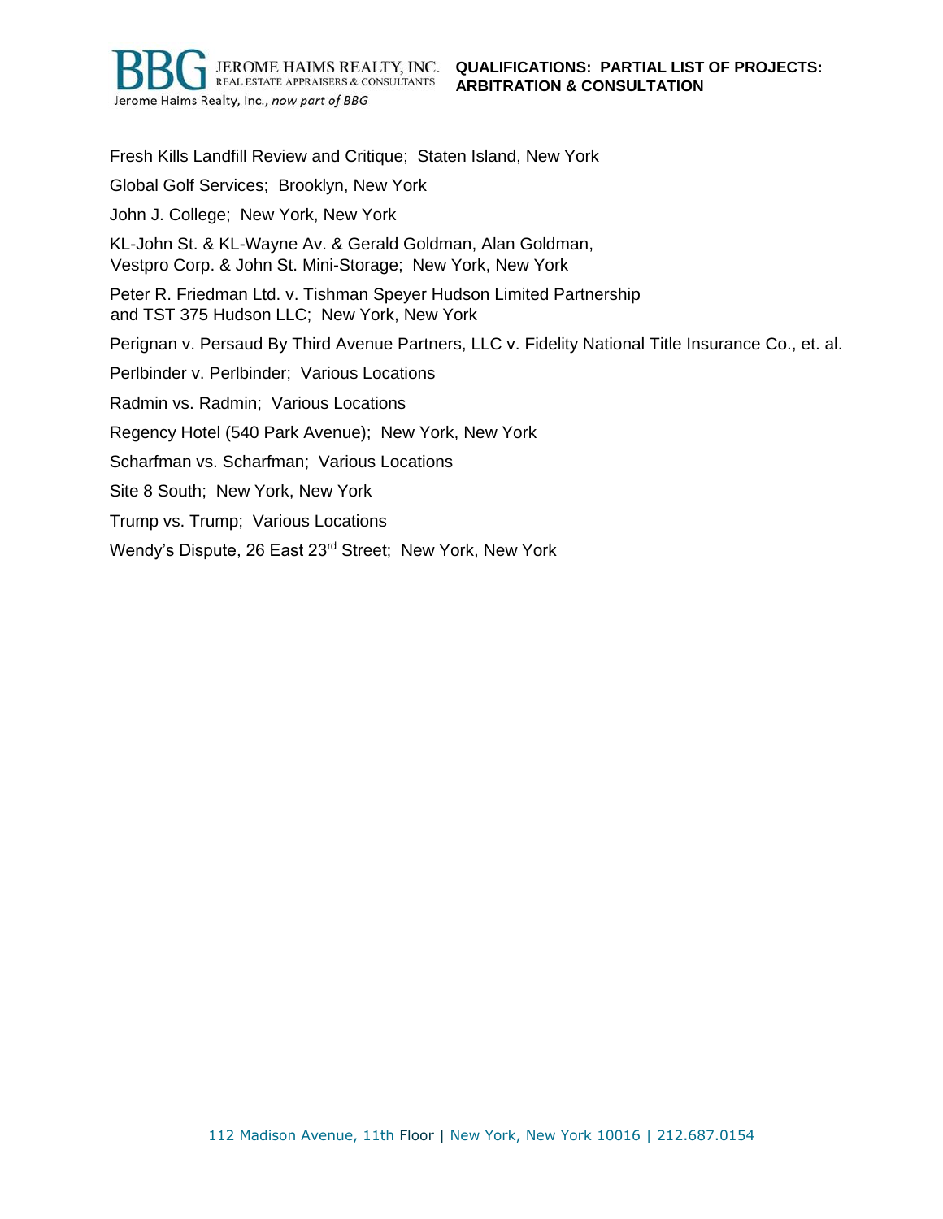Fresh Kills Landfill Review and Critique; Staten Island, New York

Global Golf Services; Brooklyn, New York

John J. College; New York, New York

KL-John St. & KL-Wayne Av. & Gerald Goldman, Alan Goldman, Vestpro Corp. & John St. Mini-Storage; New York, New York

Peter R. Friedman Ltd. v. Tishman Speyer Hudson Limited Partnership and TST 375 Hudson LLC; New York, New York

Perignan v. Persaud By Third Avenue Partners, LLC v. Fidelity National Title Insurance Co., et. al.

Perlbinder v. Perlbinder; Various Locations

Radmin vs. Radmin; Various Locations

Regency Hotel (540 Park Avenue); New York, New York

Scharfman vs. Scharfman; Various Locations

Site 8 South; New York, New York

Trump vs. Trump; Various Locations

Wendy's Dispute, 26 East 23rd Street; New York, New York